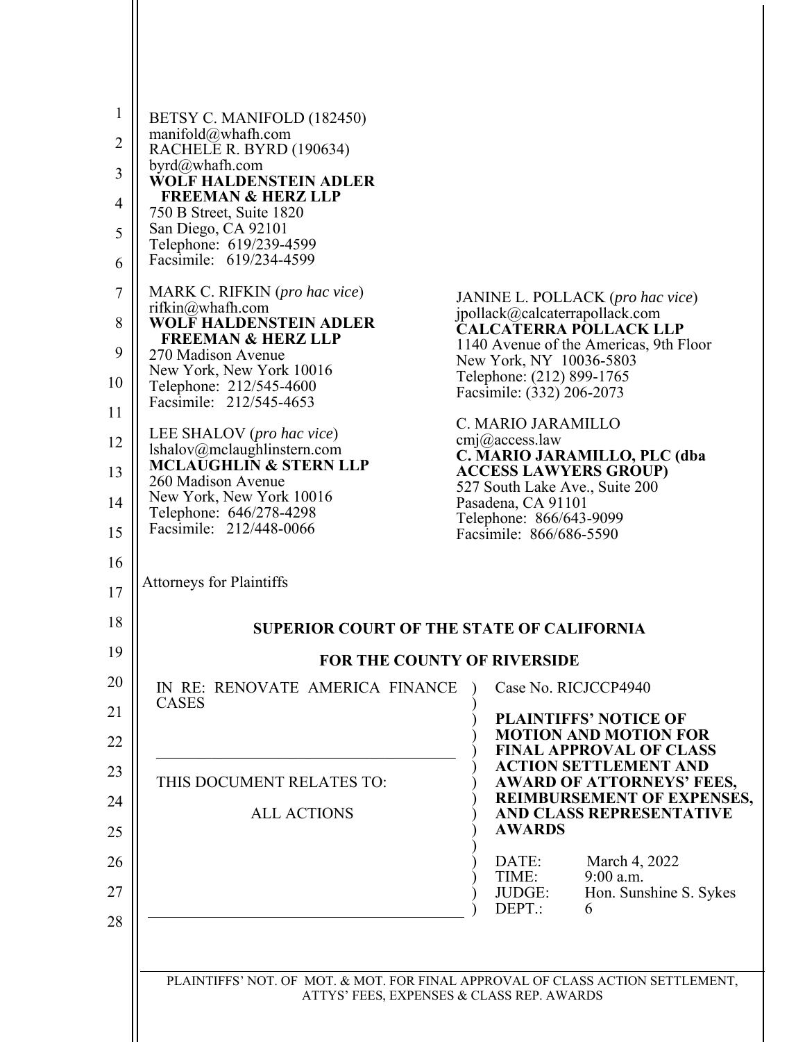BETSY C. MANIFOLD (182450)
manifold@whafh.com
RACHELE R. BYRD (190634)
byrd@whafh.com
**WOLF HALDENSTEIN ADLER FREEMAN & HERZ LLP**
750 B Street, Suite 1820
San Diego, CA 92101
Telephone: 619/239-4599
Facsimile: 619/234-4599

MARK C. RIFKIN (*pro hac vice*)
rifkin@whafh.com
**WOLF HALDENSTEIN ADLER FREEMAN & HERZ LLP**
270 Madison Avenue
New York, New York 10016
Telephone: 212/545-4600
Facsimile: 212/545-4653

LEE SHALOV (*pro hac vice*)
lshalov@mclaughlinstern.com
**MCLAUGHLIN & STERN LLP**
260 Madison Avenue
New York, New York 10016
Telephone: 646/278-4298
Facsimile: 212/448-0066

JANINE L. POLLACK (*pro hac vice*)
jpollack@calcaterrapollack.com
**CALCATERRA POLLACK LLP**
1140 Avenue of the Americas, 9th Floor
New York, NY 10036-5803
Telephone: (212) 899-1765
Facsimile: (332) 206-2073

C. MARIO JARAMILLO
cmj@access.law
**C. MARIO JARAMILLO, PLC (dba ACCESS LAWYERS GROUP)**
527 South Lake Ave., Suite 200
Pasadena, CA 91101
Telephone: 866/643-9099
Facsimile: 866/686-5590

Attorneys for Plaintiffs

**SUPERIOR COURT OF THE STATE OF CALIFORNIA**

**FOR THE COUNTY OF RIVERSIDE**

IN RE: RENOVATE AMERICA FINANCE CASES

THIS DOCUMENT RELATES TO:

ALL ACTIONS

Case No. RICJCCP4940

**PLAINTIFFS' NOTICE OF MOTION AND MOTION FOR FINAL APPROVAL OF CLASS ACTION SETTLEMENT AND AWARD OF ATTORNEYS' FEES, REIMBURSEMENT OF EXPENSES, AND CLASS REPRESENTATIVE AWARDS**

DATE: March 4, 2022
TIME: 9:00 a.m.
JUDGE: Hon. Sunshine S. Sykes
DEPT.: 6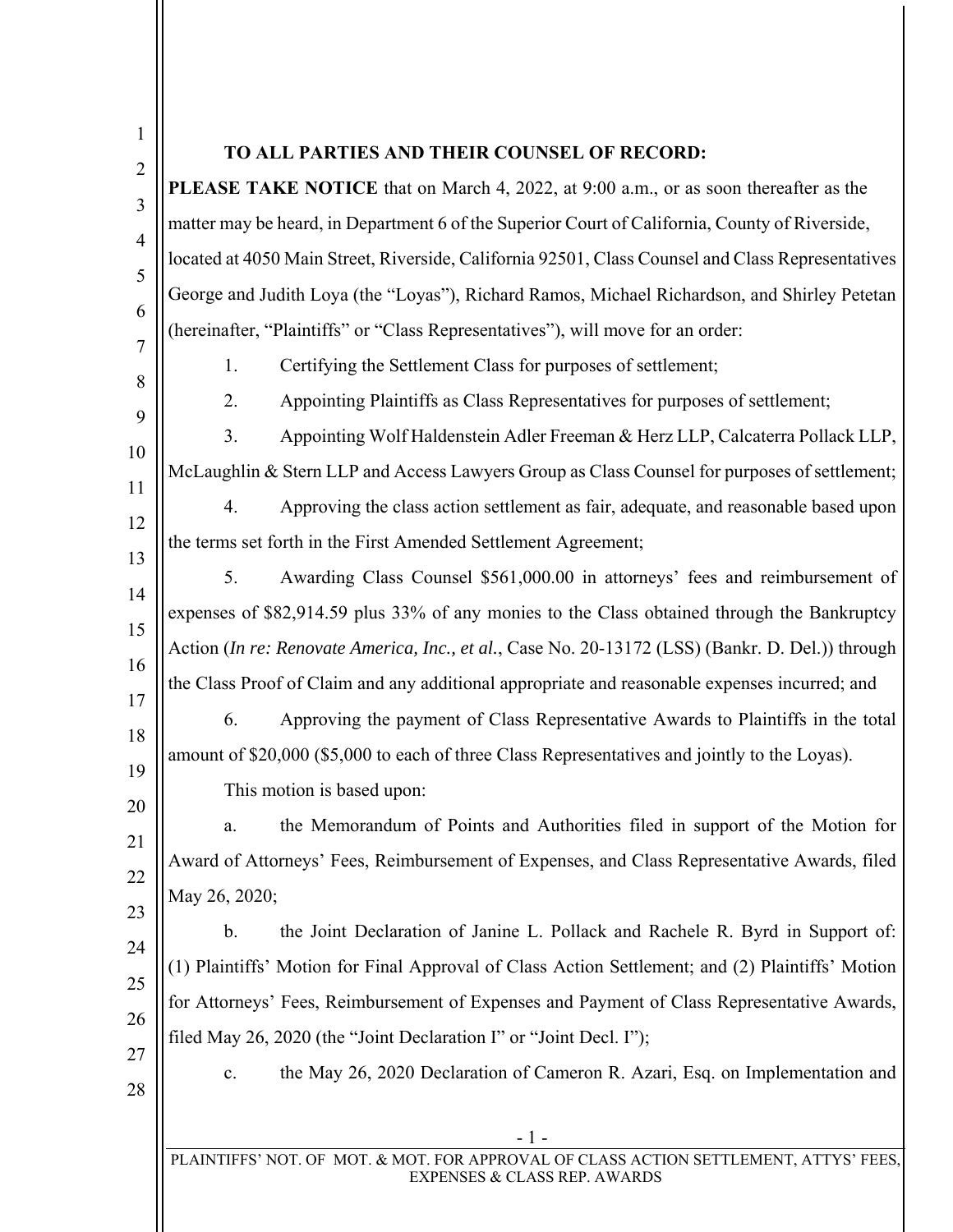**TO ALL PARTIES AND THEIR COUNSEL OF RECORD:**

**PLEASE TAKE NOTICE** that on March 4, 2022, at 9:00 a.m., or as soon thereafter as the matter may be heard, in Department 6 of the Superior Court of California, County of Riverside, located at 4050 Main Street, Riverside, California 92501, Class Counsel and Class Representatives George and Judith Loya (the "Loyas"), Richard Ramos, Michael Richardson, and Shirley Petetan (hereinafter, "Plaintiffs" or "Class Representatives"), will move for an order:

1. Certifying the Settlement Class for purposes of settlement;
2. Appointing Plaintiffs as Class Representatives for purposes of settlement;
3. Appointing Wolf Haldenstein Adler Freeman & Herz LLP, Calcaterra Pollack LLP, McLaughlin & Stern LLP and Access Lawyers Group as Class Counsel for purposes of settlement;
4. Approving the class action settlement as fair, adequate, and reasonable based upon the terms set forth in the First Amended Settlement Agreement;
5. Awarding Class Counsel $561,000.00 in attorneys' fees and reimbursement of expenses of $82,914.59 plus 33% of any monies to the Class obtained through the Bankruptcy Action (*In re: Renovate America, Inc., et al.*, Case No. 20-13172 (LSS) (Bankr. D. Del.)) through the Class Proof of Claim and any additional appropriate and reasonable expenses incurred; and
6. Approving the payment of Class Representative Awards to Plaintiffs in the total amount of $20,000 ($5,000 to each of three Class Representatives and jointly to the Loyas).

This motion is based upon:

a. the Memorandum of Points and Authorities filed in support of the Motion for Award of Attorneys' Fees, Reimbursement of Expenses, and Class Representative Awards, filed May 26, 2020;

b. the Joint Declaration of Janine L. Pollack and Rachele R. Byrd in Support of: (1) Plaintiffs' Motion for Final Approval of Class Action Settlement; and (2) Plaintiffs' Motion for Attorneys' Fees, Reimbursement of Expenses and Payment of Class Representative Awards, filed May 26, 2020 (the "Joint Declaration I" or "Joint Decl. I");

c. the May 26, 2020 Declaration of Cameron R. Azari, Esq. on Implementation and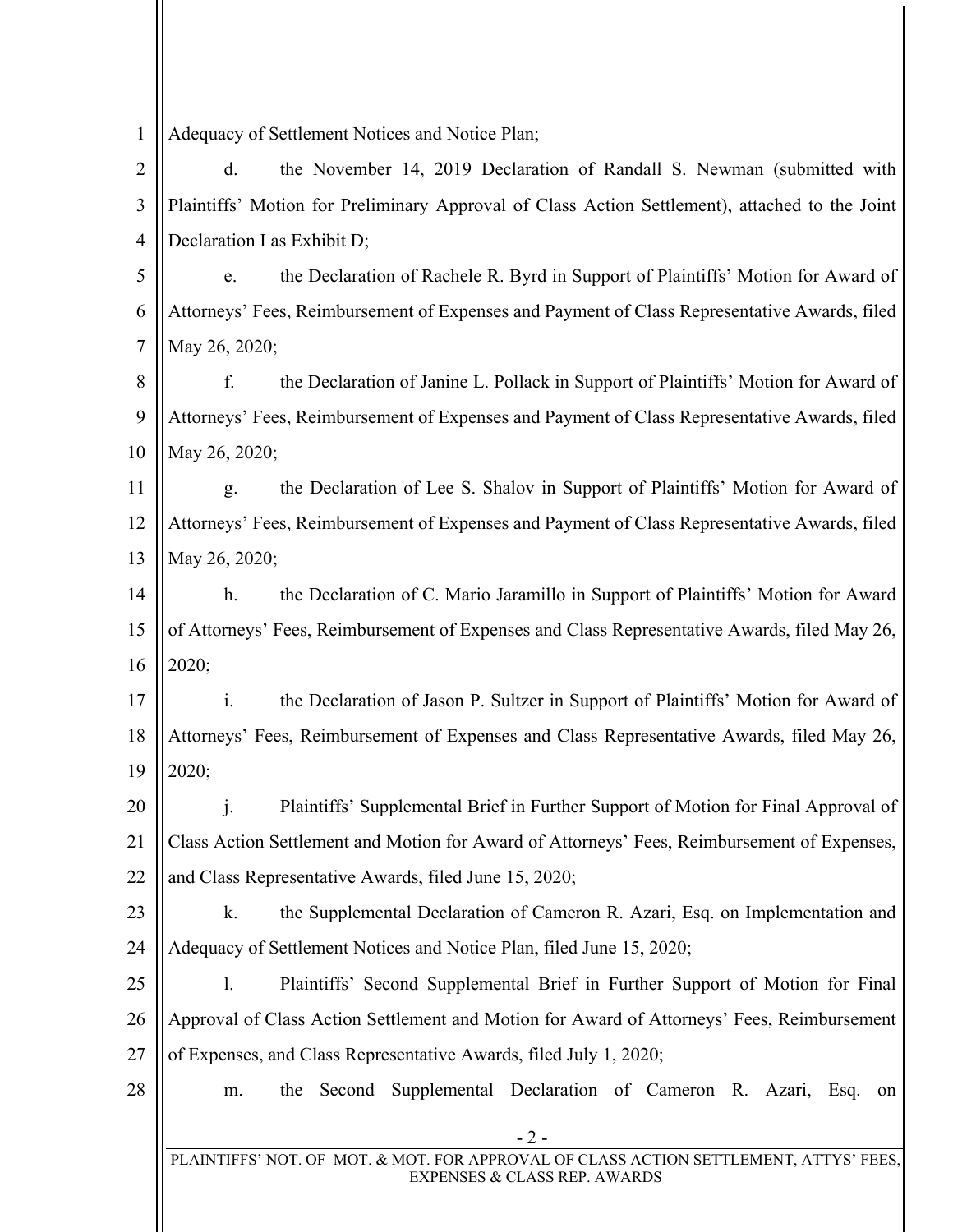Adequacy of Settlement Notices and Notice Plan;

d. the November 14, 2019 Declaration of Randall S. Newman (submitted with Plaintiffs' Motion for Preliminary Approval of Class Action Settlement), attached to the Joint Declaration I as Exhibit D;

e. the Declaration of Rachele R. Byrd in Support of Plaintiffs' Motion for Award of Attorneys' Fees, Reimbursement of Expenses and Payment of Class Representative Awards, filed May 26, 2020;

f. the Declaration of Janine L. Pollack in Support of Plaintiffs' Motion for Award of Attorneys' Fees, Reimbursement of Expenses and Payment of Class Representative Awards, filed May 26, 2020;

g. the Declaration of Lee S. Shalov in Support of Plaintiffs' Motion for Award of Attorneys' Fees, Reimbursement of Expenses and Payment of Class Representative Awards, filed May 26, 2020;

h. the Declaration of C. Mario Jaramillo in Support of Plaintiffs' Motion for Award of Attorneys' Fees, Reimbursement of Expenses and Class Representative Awards, filed May 26, 2020;

i. the Declaration of Jason P. Sultzer in Support of Plaintiffs' Motion for Award of Attorneys' Fees, Reimbursement of Expenses and Class Representative Awards, filed May 26, 2020;

j. Plaintiffs' Supplemental Brief in Further Support of Motion for Final Approval of Class Action Settlement and Motion for Award of Attorneys' Fees, Reimbursement of Expenses, and Class Representative Awards, filed June 15, 2020;

k. the Supplemental Declaration of Cameron R. Azari, Esq. on Implementation and Adequacy of Settlement Notices and Notice Plan, filed June 15, 2020;

l. Plaintiffs' Second Supplemental Brief in Further Support of Motion for Final Approval of Class Action Settlement and Motion for Award of Attorneys' Fees, Reimbursement of Expenses, and Class Representative Awards, filed July 1, 2020;

m. the Second Supplemental Declaration of Cameron R. Azari, Esq. on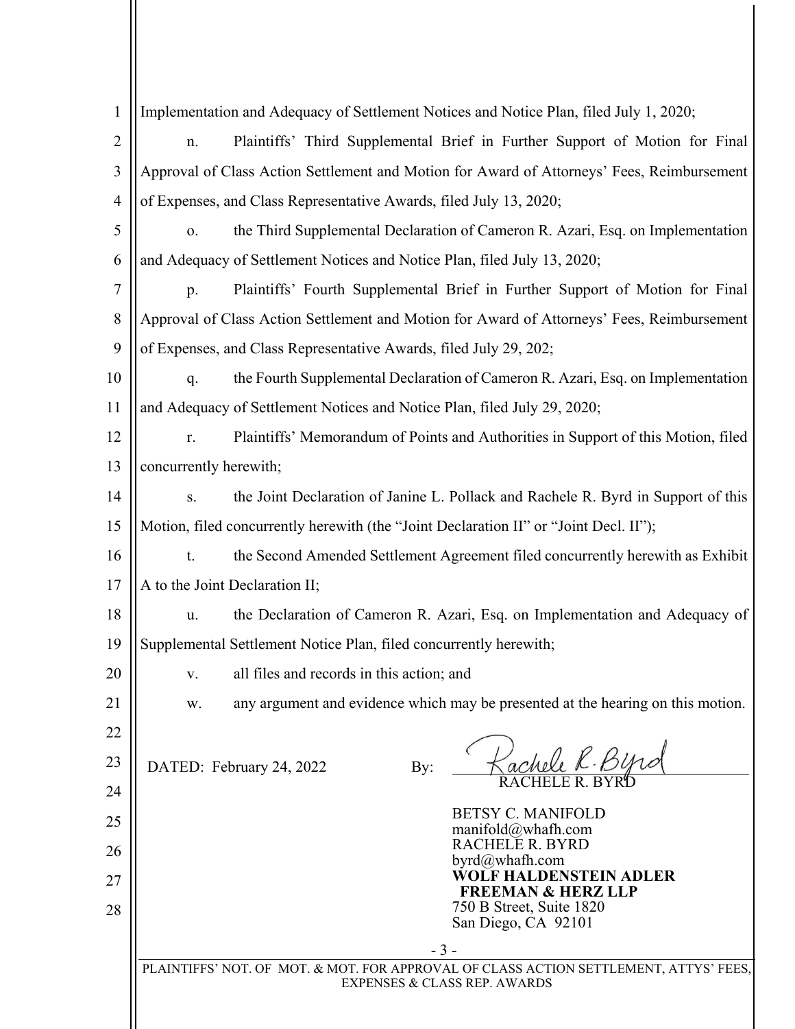Implementation and Adequacy of Settlement Notices and Notice Plan, filed July 1, 2020;

n. Plaintiffs' Third Supplemental Brief in Further Support of Motion for Final Approval of Class Action Settlement and Motion for Award of Attorneys' Fees, Reimbursement of Expenses, and Class Representative Awards, filed July 13, 2020;

o. the Third Supplemental Declaration of Cameron R. Azari, Esq. on Implementation and Adequacy of Settlement Notices and Notice Plan, filed July 13, 2020;

p. Plaintiffs' Fourth Supplemental Brief in Further Support of Motion for Final Approval of Class Action Settlement and Motion for Award of Attorneys' Fees, Reimbursement of Expenses, and Class Representative Awards, filed July 29, 202;

q. the Fourth Supplemental Declaration of Cameron R. Azari, Esq. on Implementation and Adequacy of Settlement Notices and Notice Plan, filed July 29, 2020;

r. Plaintiffs' Memorandum of Points and Authorities in Support of this Motion, filed concurrently herewith;

s. the Joint Declaration of Janine L. Pollack and Rachele R. Byrd in Support of this Motion, filed concurrently herewith (the "Joint Declaration II" or "Joint Decl. II");

t. the Second Amended Settlement Agreement filed concurrently herewith as Exhibit A to the Joint Declaration II;

u. the Declaration of Cameron R. Azari, Esq. on Implementation and Adequacy of Supplemental Settlement Notice Plan, filed concurrently herewith;

v. all files and records in this action; and

w. any argument and evidence which may be presented at the hearing on this motion.

DATED: February 24, 2022

By: Rachele R. Byrd
RACHELE R. BYRD

BETSY C. MANIFOLD
manifold@whafh.com
RACHELE R. BYRD
byrd@whafh.com
**WOLF HALDENSTEIN ADLER FREEMAN & HERZ LLP**
750 B Street, Suite 1820
San Diego, CA 92101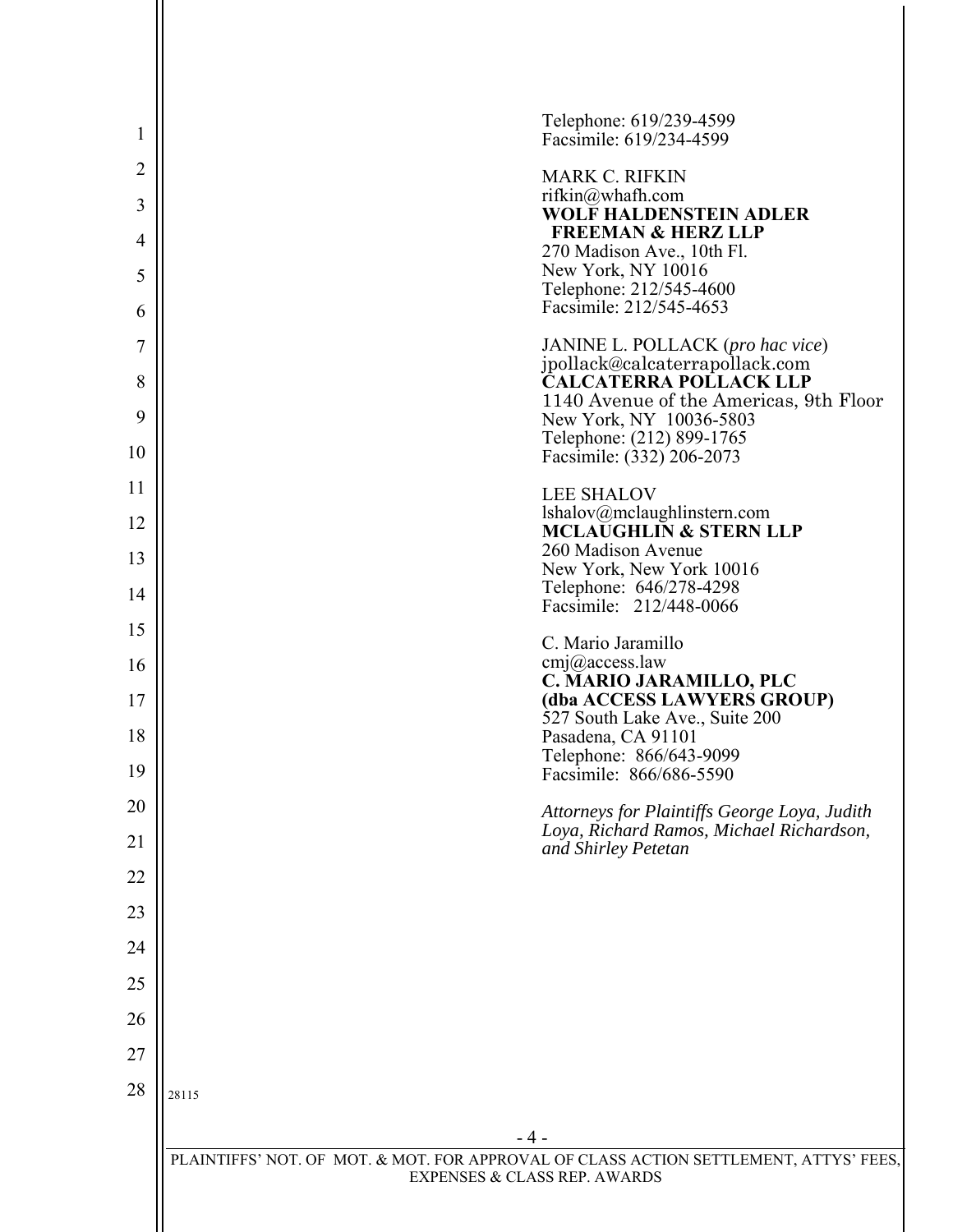Telephone: 619/239-4599
Facsimile: 619/234-4599

MARK C. RIFKIN
rifkin@whafh.com
**WOLF HALDENSTEIN ADLER FREEMAN & HERZ LLP**
270 Madison Ave., 10th Fl.
New York, NY 10016
Telephone: 212/545-4600
Facsimile: 212/545-4653

JANINE L. POLLACK (*pro hac vice*)
jpollack@calcaterrapollack.com
**CALCATERRA POLLACK LLP**
1140 Avenue of the Americas, 9th Floor
New York, NY 10036-5803
Telephone: (212) 899-1765
Facsimile: (332) 206-2073

LEE SHALOV
lshalov@mclaughlinstern.com
**MCLAUGHLIN & STERN LLP**
260 Madison Avenue
New York, New York 10016
Telephone: 646/278-4298
Facsimile: 212/448-0066

C. Mario Jaramillo
cmj@access.law
**C. MARIO JARAMILLO, PLC (dba ACCESS LAWYERS GROUP)**
527 South Lake Ave., Suite 200
Pasadena, CA 91101
Telephone: 866/643-9099
Facsimile: 866/686-5590

*Attorneys for Plaintiffs George Loya, Judith Loya, Richard Ramos, Michael Richardson, and Shirley Petetan*

28115